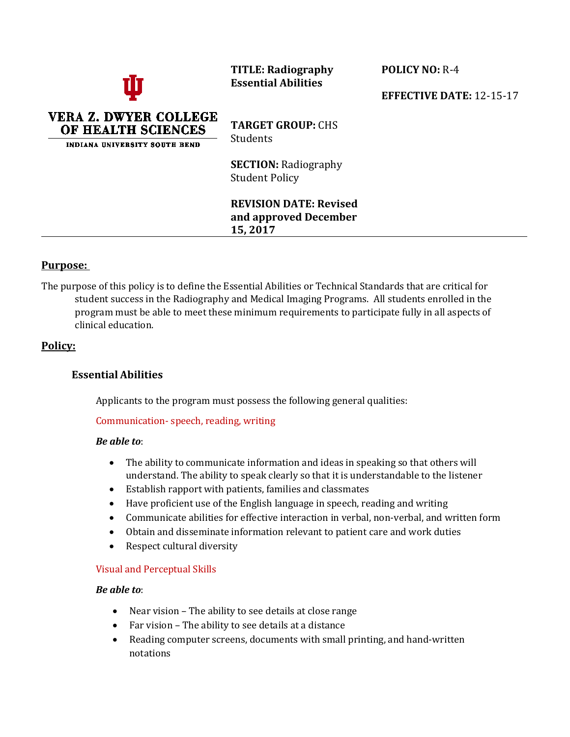**VERA Z. DWYER COLLEGE OF HEALTH SCIENCES**
INDIANA UNIVERSITY SOUTH BEND

**TITLE: Radiography Essential Abilities**

**POLICY NO:** R-4

**EFFECTIVE DATE:** 12-15-17

**TARGET GROUP:** CHS Students

**SECTION:** Radiography Student Policy

**REVISION DATE: Revised and approved December 15, 2017**

---

## Purpose:

The purpose of this policy is to define the Essential Abilities or Technical Standards that are critical for student success in the Radiography and Medical Imaging Programs. All students enrolled in the program must be able to meet these minimum requirements to participate fully in all aspects of clinical education.

## Policy:

### Essential Abilities

Applicants to the program must possess the following general qualities:

Communication- speech, reading, writing

***Be able to***:

- The ability to communicate information and ideas in speaking so that others will understand. The ability to speak clearly so that it is understandable to the listener
- Establish rapport with patients, families and classmates
- Have proficient use of the English language in speech, reading and writing
- Communicate abilities for effective interaction in verbal, non-verbal, and written form
- Obtain and disseminate information relevant to patient care and work duties
- Respect cultural diversity

Visual and Perceptual Skills

***Be able to***:

- Near vision – The ability to see details at close range
- Far vision – The ability to see details at a distance
- Reading computer screens, documents with small printing, and hand-written notations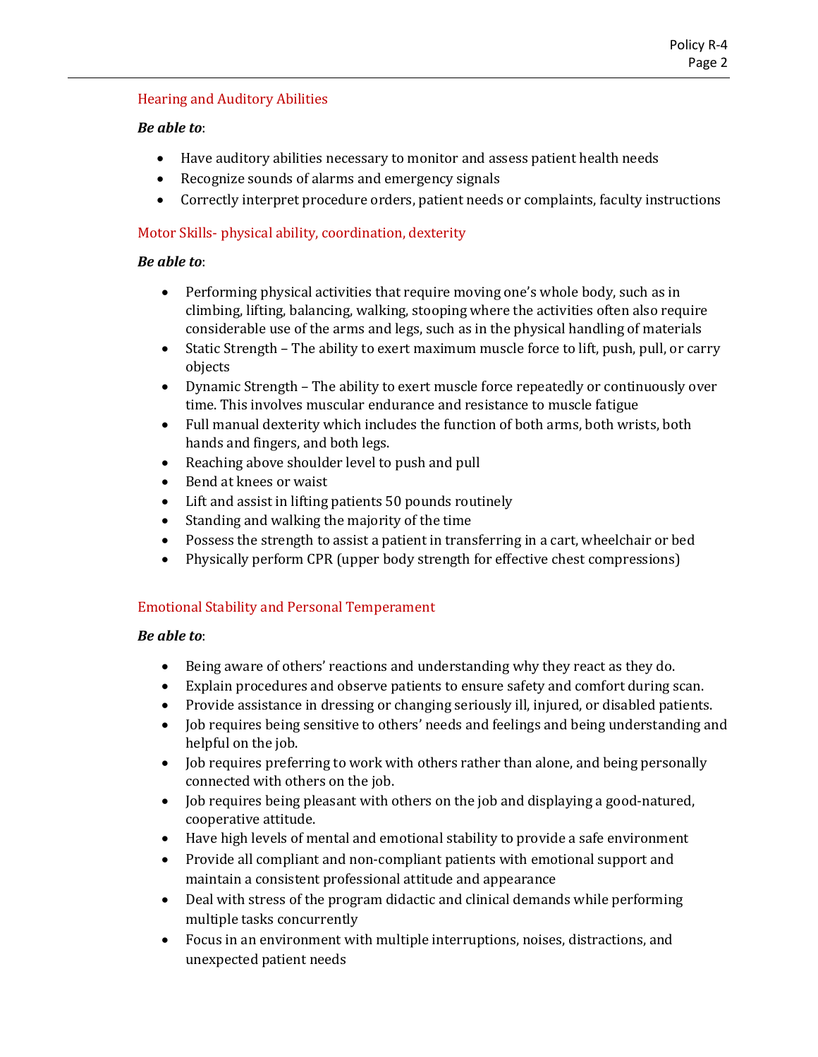### Hearing and Auditory Abilities

***Be able to***:

- Have auditory abilities necessary to monitor and assess patient health needs
- Recognize sounds of alarms and emergency signals
- Correctly interpret procedure orders, patient needs or complaints, faculty instructions

### Motor Skills- physical ability, coordination, dexterity

***Be able to***:

- Performing physical activities that require moving one's whole body, such as in climbing, lifting, balancing, walking, stooping where the activities often also require considerable use of the arms and legs, such as in the physical handling of materials
- Static Strength – The ability to exert maximum muscle force to lift, push, pull, or carry objects
- Dynamic Strength – The ability to exert muscle force repeatedly or continuously over time. This involves muscular endurance and resistance to muscle fatigue
- Full manual dexterity which includes the function of both arms, both wrists, both hands and fingers, and both legs.
- Reaching above shoulder level to push and pull
- Bend at knees or waist
- Lift and assist in lifting patients 50 pounds routinely
- Standing and walking the majority of the time
- Possess the strength to assist a patient in transferring in a cart, wheelchair or bed
- Physically perform CPR (upper body strength for effective chest compressions)

### Emotional Stability and Personal Temperament

***Be able to***:

- Being aware of others' reactions and understanding why they react as they do.
- Explain procedures and observe patients to ensure safety and comfort during scan.
- Provide assistance in dressing or changing seriously ill, injured, or disabled patients.
- Job requires being sensitive to others' needs and feelings and being understanding and helpful on the job.
- Job requires preferring to work with others rather than alone, and being personally connected with others on the job.
- Job requires being pleasant with others on the job and displaying a good-natured, cooperative attitude.
- Have high levels of mental and emotional stability to provide a safe environment
- Provide all compliant and non-compliant patients with emotional support and maintain a consistent professional attitude and appearance
- Deal with stress of the program didactic and clinical demands while performing multiple tasks concurrently
- Focus in an environment with multiple interruptions, noises, distractions, and unexpected patient needs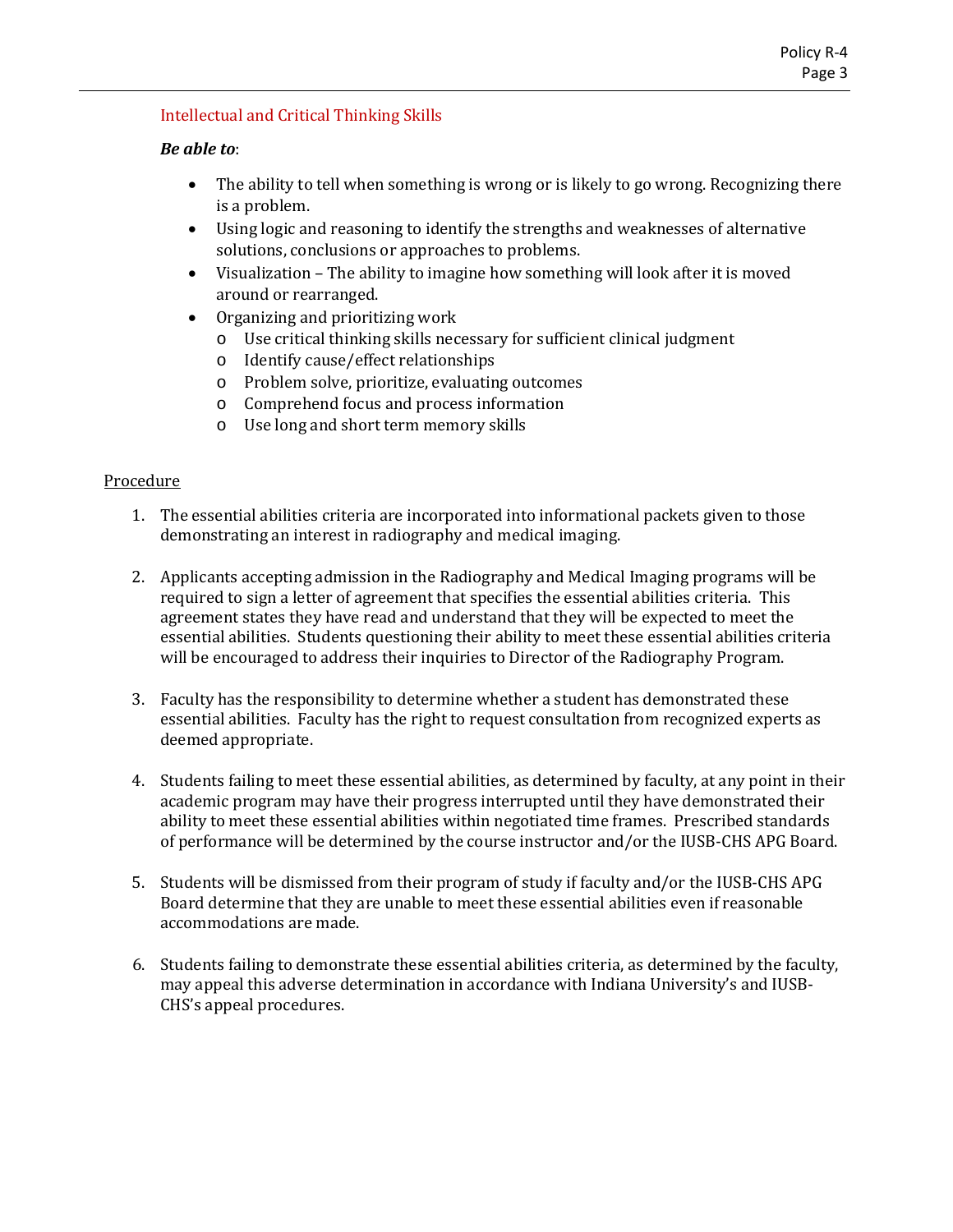### Intellectual and Critical Thinking Skills

***Be able to***:

- The ability to tell when something is wrong or is likely to go wrong. Recognizing there is a problem.
- Using logic and reasoning to identify the strengths and weaknesses of alternative solutions, conclusions or approaches to problems.
- Visualization – The ability to imagine how something will look after it is moved around or rearranged.
- Organizing and prioritizing work
  - Use critical thinking skills necessary for sufficient clinical judgment
  - Identify cause/effect relationships
  - Problem solve, prioritize, evaluating outcomes
  - Comprehend focus and process information
  - Use long and short term memory skills

## Procedure

1. The essential abilities criteria are incorporated into informational packets given to those demonstrating an interest in radiography and medical imaging.

2. Applicants accepting admission in the Radiography and Medical Imaging programs will be required to sign a letter of agreement that specifies the essential abilities criteria. This agreement states they have read and understand that they will be expected to meet the essential abilities. Students questioning their ability to meet these essential abilities criteria will be encouraged to address their inquiries to Director of the Radiography Program.

3. Faculty has the responsibility to determine whether a student has demonstrated these essential abilities. Faculty has the right to request consultation from recognized experts as deemed appropriate.

4. Students failing to meet these essential abilities, as determined by faculty, at any point in their academic program may have their progress interrupted until they have demonstrated their ability to meet these essential abilities within negotiated time frames. Prescribed standards of performance will be determined by the course instructor and/or the IUSB-CHS APG Board.

5. Students will be dismissed from their program of study if faculty and/or the IUSB-CHS APG Board determine that they are unable to meet these essential abilities even if reasonable accommodations are made.

6. Students failing to demonstrate these essential abilities criteria, as determined by the faculty, may appeal this adverse determination in accordance with Indiana University's and IUSB-CHS's appeal procedures.